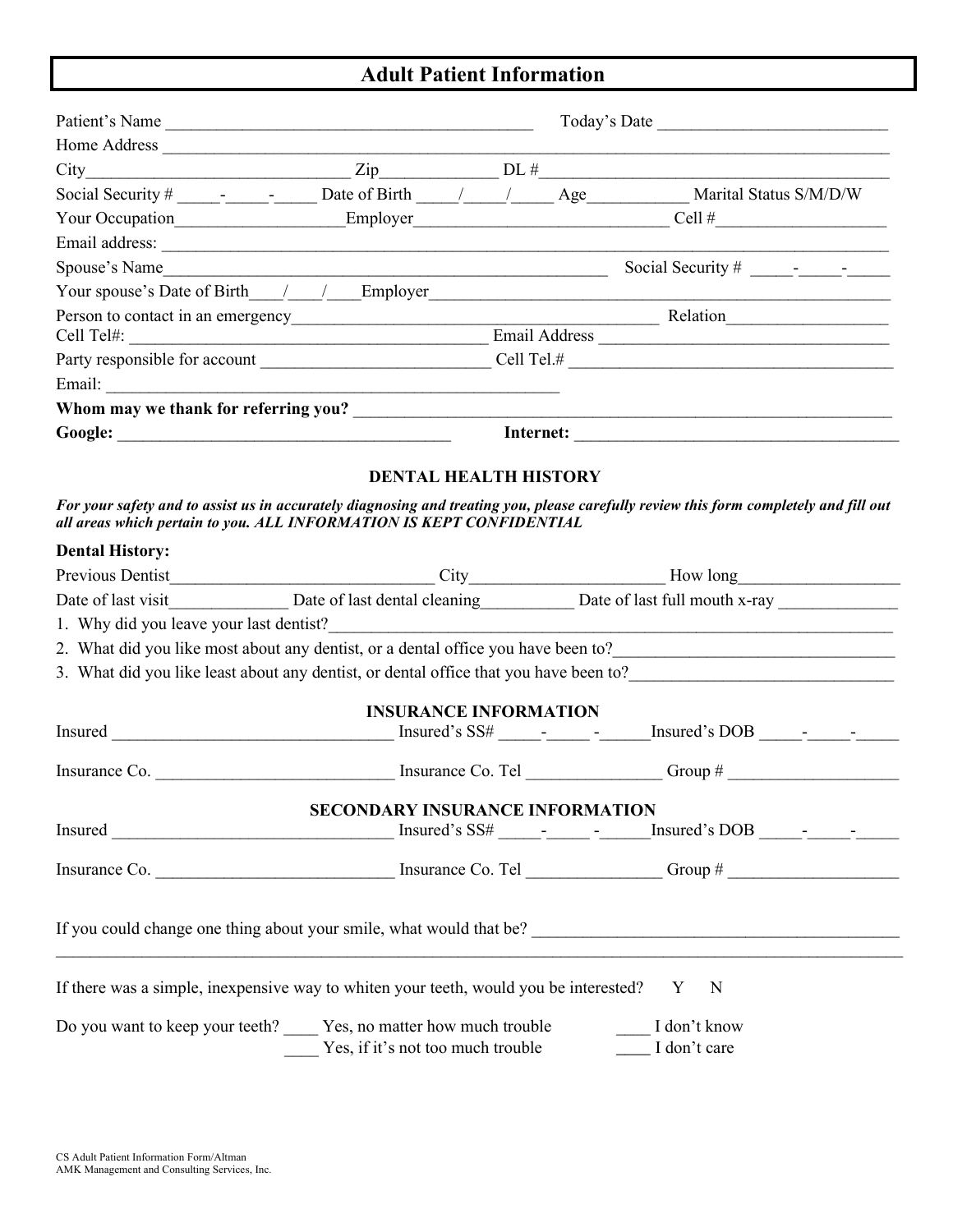# Adult Patient Information

Patient's Name ___________________________________________ Today's Date ___________________________

Home Address ___________________________________________________________________________________

City______________________________ Zip_____________ DL #_________________________________________

Social Security # _____-_____-_____ Date of Birth _____/_____/_____ Age___________ Marital Status S/M/D/W

Your Occupation__________________Employer____________________________ Cell #___________________

Email address: __________________________________________________________________________________

Spouse's Name__________________________________________________ Social Security # _____-_____-_____

Your spouse's Date of Birth____/____/____Employer_______________________________________________

Person to contact in an emergency___________________________________________ Relation__________________

Cell Tel#: _________________________________________ Email Address __________________________________

Party responsible for account __________________________ Cell Tel.# ____________________________________

Email: ____________________________________________________

**Whom may we thank for referring you?** ______________________________________________________________

**Google:** _______________________________________ **Internet:** _______________________________________

## DENTAL HEALTH HISTORY

***For your safety and to assist us in accurately diagnosing and treating you, please carefully review this form completely and fill out all areas which pertain to you. ALL INFORMATION IS KEPT CONFIDENTIAL***

**Dental History:**

Previous Dentist______________________________ City______________________ How long__________________

Date of last visit_____________ Date of last dental cleaning__________ Date of last full mouth x-ray _____________

1. Why did you leave your last dentist?_________________________________________________________________
2. What did you like most about any dentist, or a dental office you have been to?_________________________________
3. What did you like least about any dentist, or dental office that you have been to?______________________________

## INSURANCE INFORMATION

Insured ________________________________ Insured's SS# _____-_____ -______Insured's DOB _____-_____-_____

Insurance Co. ___________________________ Insurance Co. Tel _______________ Group # ___________________

## SECONDARY INSURANCE INFORMATION

Insured ________________________________ Insured's SS# _____-_____ -______Insured's DOB _____-_____-_____

Insurance Co. ___________________________ Insurance Co. Tel _______________ Group # ___________________

If you could change one thing about your smile, what would that be? ___________________________________________

_____________________________________________________________________________________________

If there was a simple, inexpensive way to whiten your teeth, would you be interested? Y N

Do you want to keep your teeth?
- ____ Yes, no matter how much trouble
- ____ Yes, if it's not too much trouble
- ____ I don't know
- ____ I don't care

CS Adult Patient Information Form/Altman
AMK Management and Consulting Services, Inc.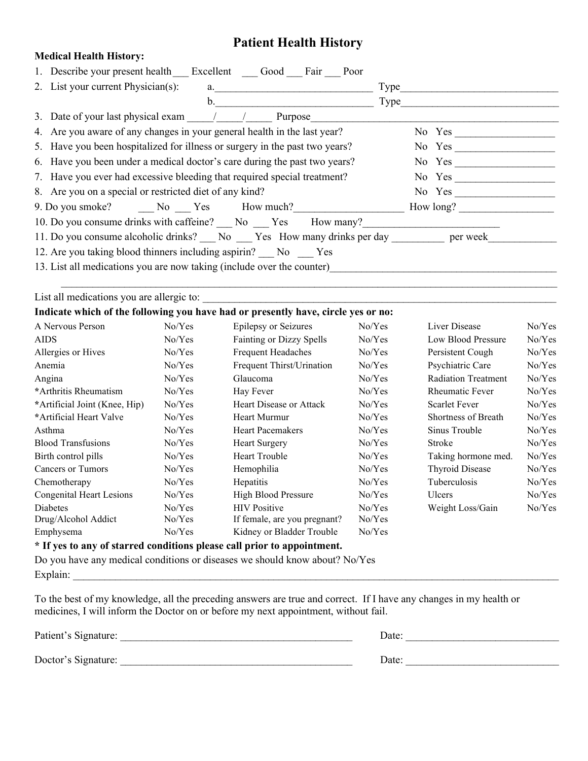# Patient Health History

**Medical Health History:**

1. Describe your present health ___ Excellent ___ Good ___ Fair ___ Poor
2. List your current Physician(s): a.______________________________ Type______________________________
   b.______________________________ Type______________________________
3. Date of your last physical exam _____/_____/_____ Purpose______________________________________________
4. Are you aware of any changes in your general health in the last year? No Yes __________________
5. Have you been hospitalized for illness or surgery in the past two years? No Yes __________________
6. Have you been under a medical doctor's care during the past two years? No Yes __________________
7. Have you ever had excessive bleeding that required special treatment? No Yes __________________
8. Are you on a special or restricted diet of any kind? No Yes __________________

9. Do you smoke? ___ No ___ Yes How much?____________________ How long? _________________

10. Do you consume drinks with caffeine? ___ No ___ Yes How many?_________________________

11. Do you consume alcoholic drinks? ___ No ___ Yes How many drinks per day _________ per week____________

12. Are you taking blood thinners including aspirin? ___ No ___ Yes

13. List all medications you are now taking (include over the counter)__________________________________________
______________________________________________________________________________________

List all medications you are allergic to: ______________________________________________________________

**Indicate which of the following you have had or presently have, circle yes or no:**

| | | | | | |
|---|---|---|---|---|---|
| A Nervous Person | No/Yes | Epilepsy or Seizures | No/Yes | Liver Disease | No/Yes |
| AIDS | No/Yes | Fainting or Dizzy Spells | No/Yes | Low Blood Pressure | No/Yes |
| Allergies or Hives | No/Yes | Frequent Headaches | No/Yes | Persistent Cough | No/Yes |
| Anemia | No/Yes | Frequent Thirst/Urination | No/Yes | Psychiatric Care | No/Yes |
| Angina | No/Yes | Glaucoma | No/Yes | Radiation Treatment | No/Yes |
| *Arthritis Rheumatism | No/Yes | Hay Fever | No/Yes | Rheumatic Fever | No/Yes |
| *Artificial Joint (Knee, Hip) | No/Yes | Heart Disease or Attack | No/Yes | Scarlet Fever | No/Yes |
| *Artificial Heart Valve | No/Yes | Heart Murmur | No/Yes | Shortness of Breath | No/Yes |
| Asthma | No/Yes | Heart Pacemakers | No/Yes | Sinus Trouble | No/Yes |
| Blood Transfusions | No/Yes | Heart Surgery | No/Yes | Stroke | No/Yes |
| Birth control pills | No/Yes | Heart Trouble | No/Yes | Taking hormone med. | No/Yes |
| Cancers or Tumors | No/Yes | Hemophilia | No/Yes | Thyroid Disease | No/Yes |
| Chemotherapy | No/Yes | Hepatitis | No/Yes | Tuberculosis | No/Yes |
| Congenital Heart Lesions | No/Yes | High Blood Pressure | No/Yes | Ulcers | No/Yes |
| Diabetes | No/Yes | HIV Positive | No/Yes | Weight Loss/Gain | No/Yes |
| Drug/Alcohol Addict | No/Yes | If female, are you pregnant? | No/Yes | | |
| Emphysema | No/Yes | Kidney or Bladder Trouble | No/Yes | | |

**\* If yes to any of starred conditions please call prior to appointment.**

Do you have any medical conditions or diseases we should know about? No/Yes

Explain: ______________________________________________________________________________________

To the best of my knowledge, all the preceding answers are true and correct. If I have any changes in my health or medicines, I will inform the Doctor on or before my next appointment, without fail.

Patient's Signature: ____________________________________________ Date: ____________________________

Doctor's Signature: ____________________________________________ Date: ____________________________